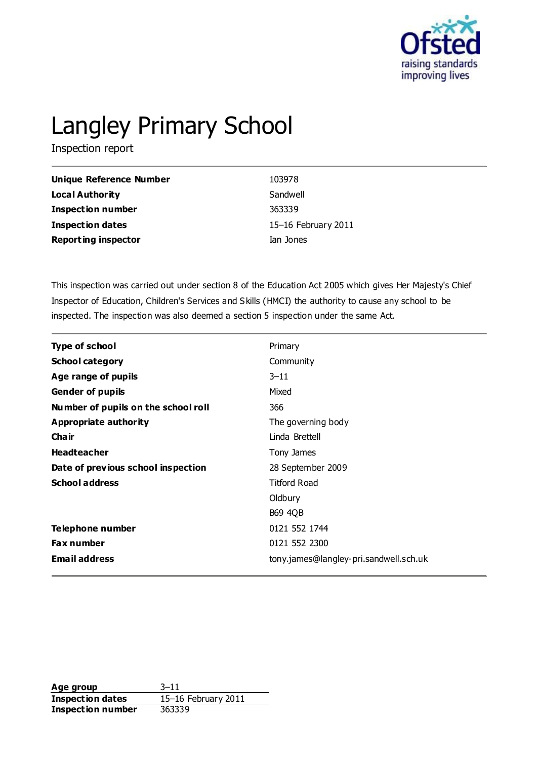# Langley Primary School

Inspection report

| | |
|---|---|
| **Unique Reference Number** | 103978 |
| **Local Authority** | Sandwell |
| **Inspection number** | 363339 |
| **Inspection dates** | 15–16 February 2011 |
| **Reporting inspector** | Ian Jones |

This inspection was carried out under section 8 of the Education Act 2005 which gives Her Majesty's Chief Inspector of Education, Children's Services and Skills (HMCI) the authority to cause any school to be inspected. The inspection was also deemed a section 5 inspection under the same Act.

| | |
|---|---|
| **Type of school** | Primary |
| **School category** | Community |
| **Age range of pupils** | 3–11 |
| **Gender of pupils** | Mixed |
| **Number of pupils on the school roll** | 366 |
| **Appropriate authority** | The governing body |
| **Chair** | Linda Brettell |
| **Headteacher** | Tony James |
| **Date of previous school inspection** | 28 September 2009 |
| **School address** | Titford Road<br>Oldbury<br>B69 4QB |
| **Telephone number** | 0121 552 1744 |
| **Fax number** | 0121 552 2300 |
| **Email address** | tony.james@langley-pri.sandwell.sch.uk |

| | |
|---|---|
| **Age group** | 3–11 |
| **Inspection dates** | 15–16 February 2011 |
| **Inspection number** | 363339 |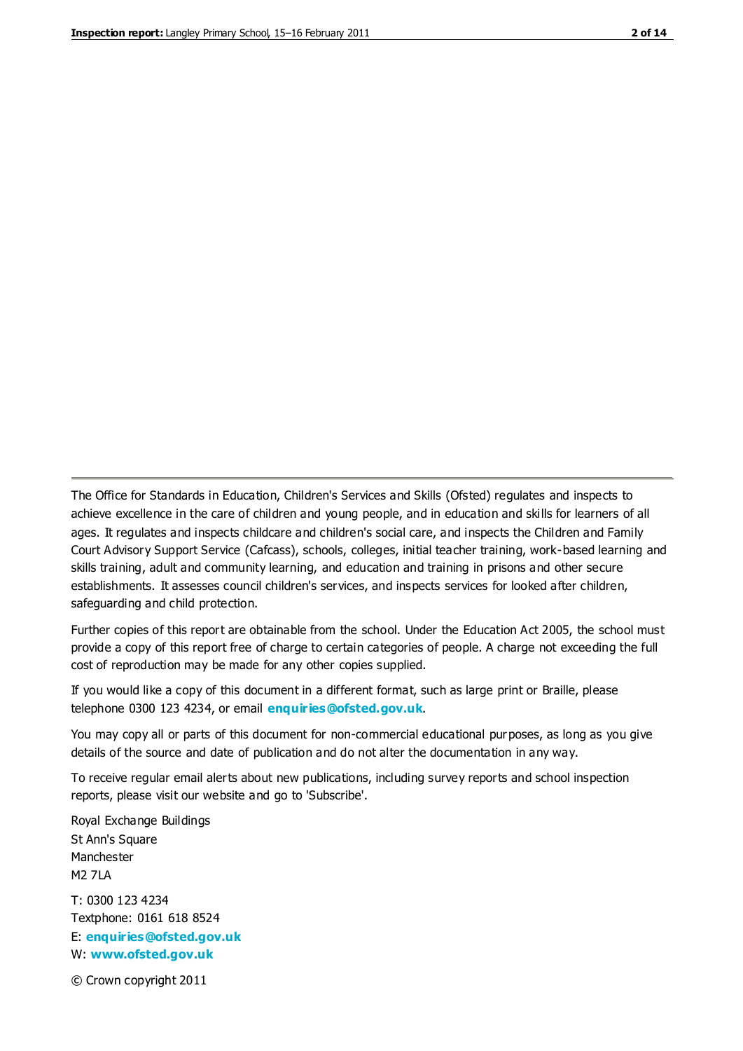The Office for Standards in Education, Children's Services and Skills (Ofsted) regulates and inspects to achieve excellence in the care of children and young people, and in education and skills for learners of all ages. It regulates and inspects childcare and children's social care, and inspects the Children and Family Court Advisory Support Service (Cafcass), schools, colleges, initial teacher training, work-based learning and skills training, adult and community learning, and education and training in prisons and other secure establishments. It assesses council children's services, and inspects services for looked after children, safeguarding and child protection.

Further copies of this report are obtainable from the school. Under the Education Act 2005, the school must provide a copy of this report free of charge to certain categories of people. A charge not exceeding the full cost of reproduction may be made for any other copies supplied.

If you would like a copy of this document in a different format, such as large print or Braille, please telephone 0300 123 4234, or email **enquiries@ofsted.gov.uk**.

You may copy all or parts of this document for non-commercial educational purposes, as long as you give details of the source and date of publication and do not alter the documentation in any way.

To receive regular email alerts about new publications, including survey reports and school inspection reports, please visit our website and go to 'Subscribe'.

Royal Exchange Buildings
St Ann's Square
Manchester
M2 7LA

T: 0300 123 4234
Textphone: 0161 618 8524
E: **enquiries@ofsted.gov.uk**
W: **www.ofsted.gov.uk**

© Crown copyright 2011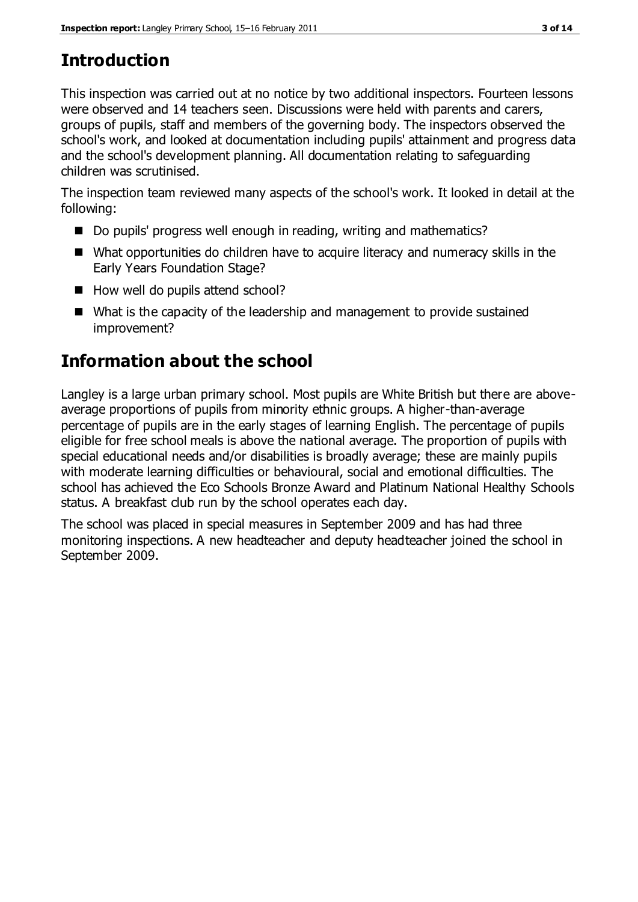## Introduction

This inspection was carried out at no notice by two additional inspectors. Fourteen lessons were observed and 14 teachers seen. Discussions were held with parents and carers, groups of pupils, staff and members of the governing body. The inspectors observed the school's work, and looked at documentation including pupils' attainment and progress data and the school's development planning. All documentation relating to safeguarding children was scrutinised.

The inspection team reviewed many aspects of the school's work. It looked in detail at the following:

- Do pupils' progress well enough in reading, writing and mathematics?
- What opportunities do children have to acquire literacy and numeracy skills in the Early Years Foundation Stage?
- How well do pupils attend school?
- What is the capacity of the leadership and management to provide sustained improvement?

## Information about the school

Langley is a large urban primary school. Most pupils are White British but there are above-average proportions of pupils from minority ethnic groups. A higher-than-average percentage of pupils are in the early stages of learning English. The percentage of pupils eligible for free school meals is above the national average. The proportion of pupils with special educational needs and/or disabilities is broadly average; these are mainly pupils with moderate learning difficulties or behavioural, social and emotional difficulties. The school has achieved the Eco Schools Bronze Award and Platinum National Healthy Schools status. A breakfast club run by the school operates each day.

The school was placed in special measures in September 2009 and has had three monitoring inspections. A new headteacher and deputy headteacher joined the school in September 2009.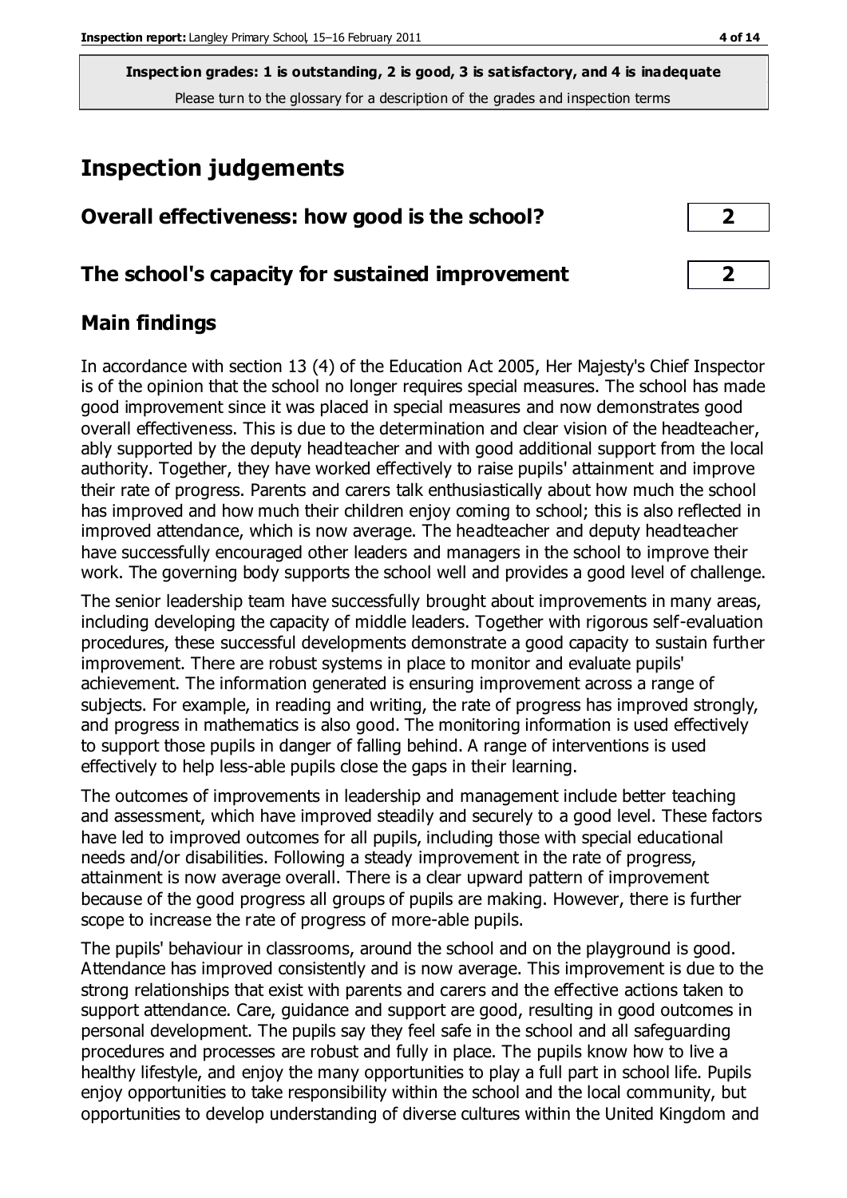**Inspection grades: 1 is outstanding, 2 is good, 3 is satisfactory, and 4 is inadequate**
Please turn to the glossary for a description of the grades and inspection terms

# Inspection judgements

| | |
|---|---|
| **Overall effectiveness: how good is the school?** | **2** |
| **The school's capacity for sustained improvement** | **2** |

## Main findings

In accordance with section 13 (4) of the Education Act 2005, Her Majesty's Chief Inspector is of the opinion that the school no longer requires special measures. The school has made good improvement since it was placed in special measures and now demonstrates good overall effectiveness. This is due to the determination and clear vision of the headteacher, ably supported by the deputy headteacher and with good additional support from the local authority. Together, they have worked effectively to raise pupils' attainment and improve their rate of progress. Parents and carers talk enthusiastically about how much the school has improved and how much their children enjoy coming to school; this is also reflected in improved attendance, which is now average. The headteacher and deputy headteacher have successfully encouraged other leaders and managers in the school to improve their work. The governing body supports the school well and provides a good level of challenge.

The senior leadership team have successfully brought about improvements in many areas, including developing the capacity of middle leaders. Together with rigorous self-evaluation procedures, these successful developments demonstrate a good capacity to sustain further improvement. There are robust systems in place to monitor and evaluate pupils' achievement. The information generated is ensuring improvement across a range of subjects. For example, in reading and writing, the rate of progress has improved strongly, and progress in mathematics is also good. The monitoring information is used effectively to support those pupils in danger of falling behind. A range of interventions is used effectively to help less-able pupils close the gaps in their learning.

The outcomes of improvements in leadership and management include better teaching and assessment, which have improved steadily and securely to a good level. These factors have led to improved outcomes for all pupils, including those with special educational needs and/or disabilities. Following a steady improvement in the rate of progress, attainment is now average overall. There is a clear upward pattern of improvement because of the good progress all groups of pupils are making. However, there is further scope to increase the rate of progress of more-able pupils.

The pupils' behaviour in classrooms, around the school and on the playground is good. Attendance has improved consistently and is now average. This improvement is due to the strong relationships that exist with parents and carers and the effective actions taken to support attendance. Care, guidance and support are good, resulting in good outcomes in personal development. The pupils say they feel safe in the school and all safeguarding procedures and processes are robust and fully in place. The pupils know how to live a healthy lifestyle, and enjoy the many opportunities to play a full part in school life. Pupils enjoy opportunities to take responsibility within the school and the local community, but opportunities to develop understanding of diverse cultures within the United Kingdom and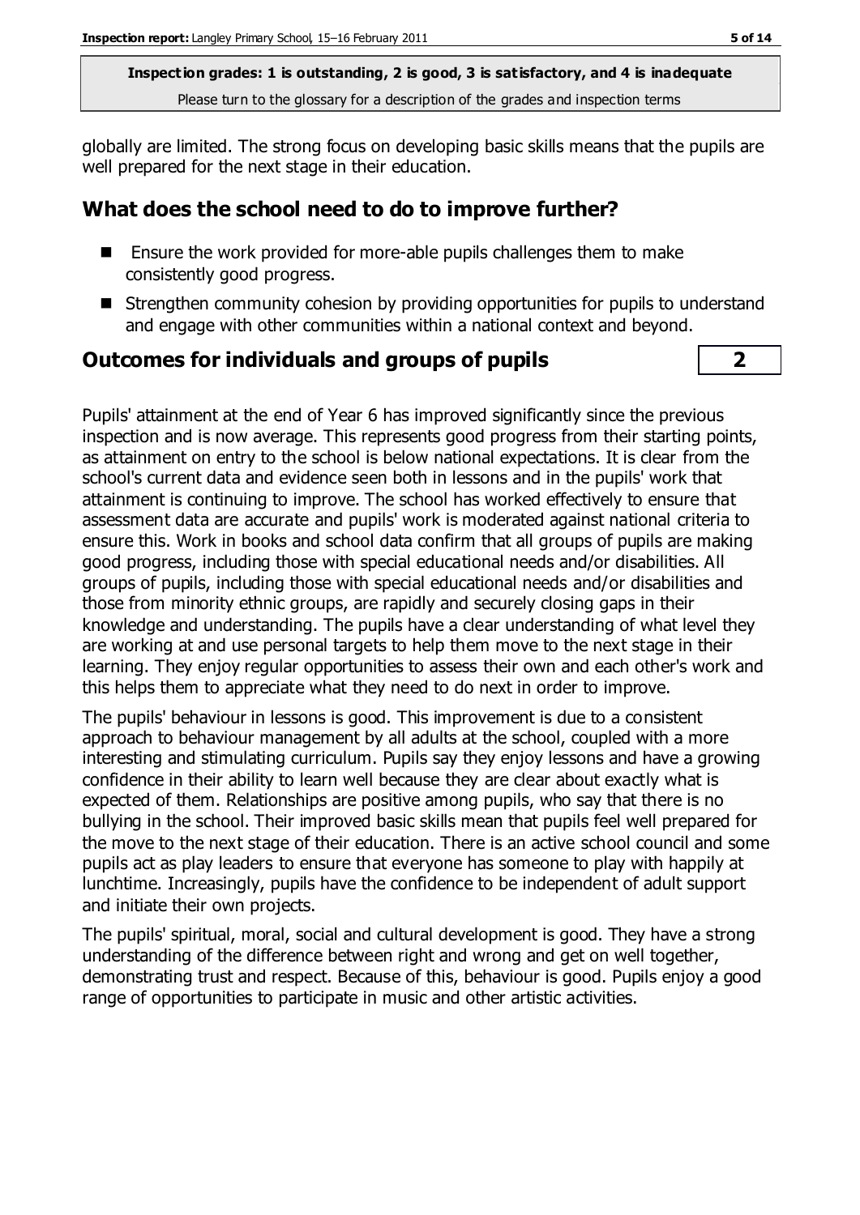globally are limited. The strong focus on developing basic skills means that the pupils are well prepared for the next stage in their education.

## What does the school need to do to improve further?

- Ensure the work provided for more-able pupils challenges them to make consistently good progress.
- Strengthen community cohesion by providing opportunities for pupils to understand and engage with other communities within a national context and beyond.

## Outcomes for individuals and groups of pupils **2**

Pupils' attainment at the end of Year 6 has improved significantly since the previous inspection and is now average. This represents good progress from their starting points, as attainment on entry to the school is below national expectations. It is clear from the school's current data and evidence seen both in lessons and in the pupils' work that attainment is continuing to improve. The school has worked effectively to ensure that assessment data are accurate and pupils' work is moderated against national criteria to ensure this. Work in books and school data confirm that all groups of pupils are making good progress, including those with special educational needs and/or disabilities. All groups of pupils, including those with special educational needs and/or disabilities and those from minority ethnic groups, are rapidly and securely closing gaps in their knowledge and understanding. The pupils have a clear understanding of what level they are working at and use personal targets to help them move to the next stage in their learning. They enjoy regular opportunities to assess their own and each other's work and this helps them to appreciate what they need to do next in order to improve.

The pupils' behaviour in lessons is good. This improvement is due to a consistent approach to behaviour management by all adults at the school, coupled with a more interesting and stimulating curriculum. Pupils say they enjoy lessons and have a growing confidence in their ability to learn well because they are clear about exactly what is expected of them. Relationships are positive among pupils, who say that there is no bullying in the school. Their improved basic skills mean that pupils feel well prepared for the move to the next stage of their education. There is an active school council and some pupils act as play leaders to ensure that everyone has someone to play with happily at lunchtime. Increasingly, pupils have the confidence to be independent of adult support and initiate their own projects.

The pupils' spiritual, moral, social and cultural development is good. They have a strong understanding of the difference between right and wrong and get on well together, demonstrating trust and respect. Because of this, behaviour is good. Pupils enjoy a good range of opportunities to participate in music and other artistic activities.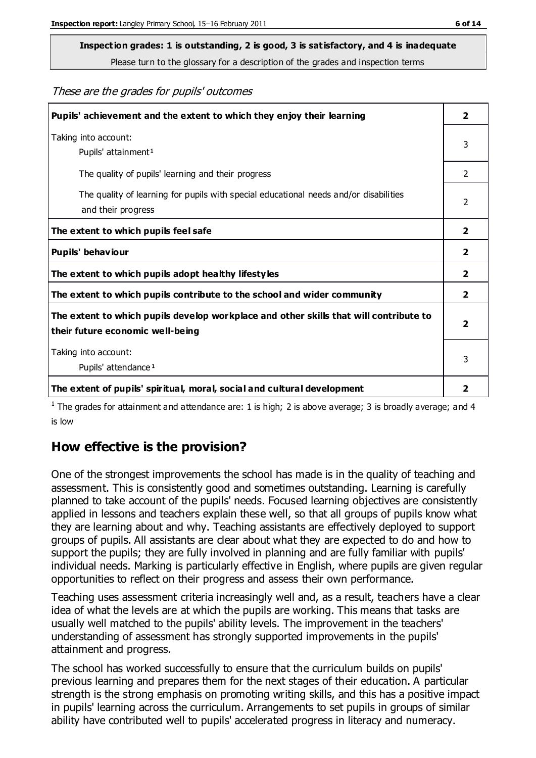**Inspection grades: 1 is outstanding, 2 is good, 3 is satisfactory, and 4 is inadequate**
Please turn to the glossary for a description of the grades and inspection terms

*These are the grades for pupils' outcomes*

| | |
|---|---|
| **Pupils' achievement and the extent to which they enjoy their learning** | **2** |
| Taking into account: Pupils' attainment [1] | 3 |
| The quality of pupils' learning and their progress | 2 |
| The quality of learning for pupils with special educational needs and/or disabilities and their progress | 2 |
| **The extent to which pupils feel safe** | **2** |
| **Pupils' behaviour** | **2** |
| **The extent to which pupils adopt healthy lifestyles** | **2** |
| **The extent to which pupils contribute to the school and wider community** | **2** |
| **The extent to which pupils develop workplace and other skills that will contribute to their future economic well-being** | **2** |
| Taking into account: Pupils' attendance [1] | 3 |
| **The extent of pupils' spiritual, moral, social and cultural development** | **2** |

[1] The grades for attainment and attendance are: 1 is high; 2 is above average; 3 is broadly average; and 4 is low

## How effective is the provision?

One of the strongest improvements the school has made is in the quality of teaching and assessment. This is consistently good and sometimes outstanding. Learning is carefully planned to take account of the pupils' needs. Focused learning objectives are consistently applied in lessons and teachers explain these well, so that all groups of pupils know what they are learning about and why. Teaching assistants are effectively deployed to support groups of pupils. All assistants are clear about what they are expected to do and how to support the pupils; they are fully involved in planning and are fully familiar with pupils' individual needs. Marking is particularly effective in English, where pupils are given regular opportunities to reflect on their progress and assess their own performance.

Teaching uses assessment criteria increasingly well and, as a result, teachers have a clear idea of what the levels are at which the pupils are working. This means that tasks are usually well matched to the pupils' ability levels. The improvement in the teachers' understanding of assessment has strongly supported improvements in the pupils' attainment and progress.

The school has worked successfully to ensure that the curriculum builds on pupils' previous learning and prepares them for the next stages of their education. A particular strength is the strong emphasis on promoting writing skills, and this has a positive impact in pupils' learning across the curriculum. Arrangements to set pupils in groups of similar ability have contributed well to pupils' accelerated progress in literacy and numeracy.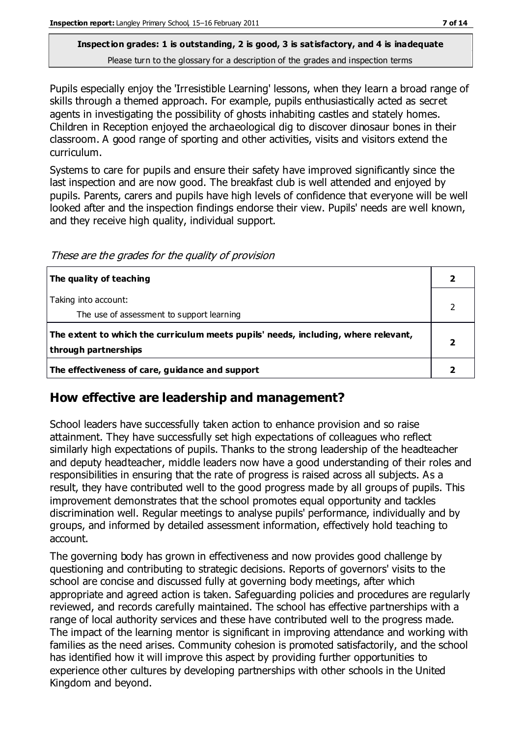**Inspection grades: 1 is outstanding, 2 is good, 3 is satisfactory, and 4 is inadequate**

Please turn to the glossary for a description of the grades and inspection terms

Pupils especially enjoy the 'Irresistible Learning' lessons, when they learn a broad range of skills through a themed approach. For example, pupils enthusiastically acted as secret agents in investigating the possibility of ghosts inhabiting castles and stately homes. Children in Reception enjoyed the archaeological dig to discover dinosaur bones in their classroom. A good range of sporting and other activities, visits and visitors extend the curriculum.

Systems to care for pupils and ensure their safety have improved significantly since the last inspection and are now good. The breakfast club is well attended and enjoyed by pupils. Parents, carers and pupils have high levels of confidence that everyone will be well looked after and the inspection findings endorse their view. Pupils' needs are well known, and they receive high quality, individual support.

*These are the grades for the quality of provision*

| | |
|---|---|
| **The quality of teaching** | **2** |
| Taking into account:<br>The use of assessment to support learning | 2 |
| **The extent to which the curriculum meets pupils' needs, including, where relevant, through partnerships** | **2** |
| **The effectiveness of care, guidance and support** | **2** |

## How effective are leadership and management?

School leaders have successfully taken action to enhance provision and so raise attainment. They have successfully set high expectations of colleagues who reflect similarly high expectations of pupils. Thanks to the strong leadership of the headteacher and deputy headteacher, middle leaders now have a good understanding of their roles and responsibilities in ensuring that the rate of progress is raised across all subjects. As a result, they have contributed well to the good progress made by all groups of pupils. This improvement demonstrates that the school promotes equal opportunity and tackles discrimination well. Regular meetings to analyse pupils' performance, individually and by groups, and informed by detailed assessment information, effectively hold teaching to account.

The governing body has grown in effectiveness and now provides good challenge by questioning and contributing to strategic decisions. Reports of governors' visits to the school are concise and discussed fully at governing body meetings, after which appropriate and agreed action is taken. Safeguarding policies and procedures are regularly reviewed, and records carefully maintained. The school has effective partnerships with a range of local authority services and these have contributed well to the progress made. The impact of the learning mentor is significant in improving attendance and working with families as the need arises. Community cohesion is promoted satisfactorily, and the school has identified how it will improve this aspect by providing further opportunities to experience other cultures by developing partnerships with other schools in the United Kingdom and beyond.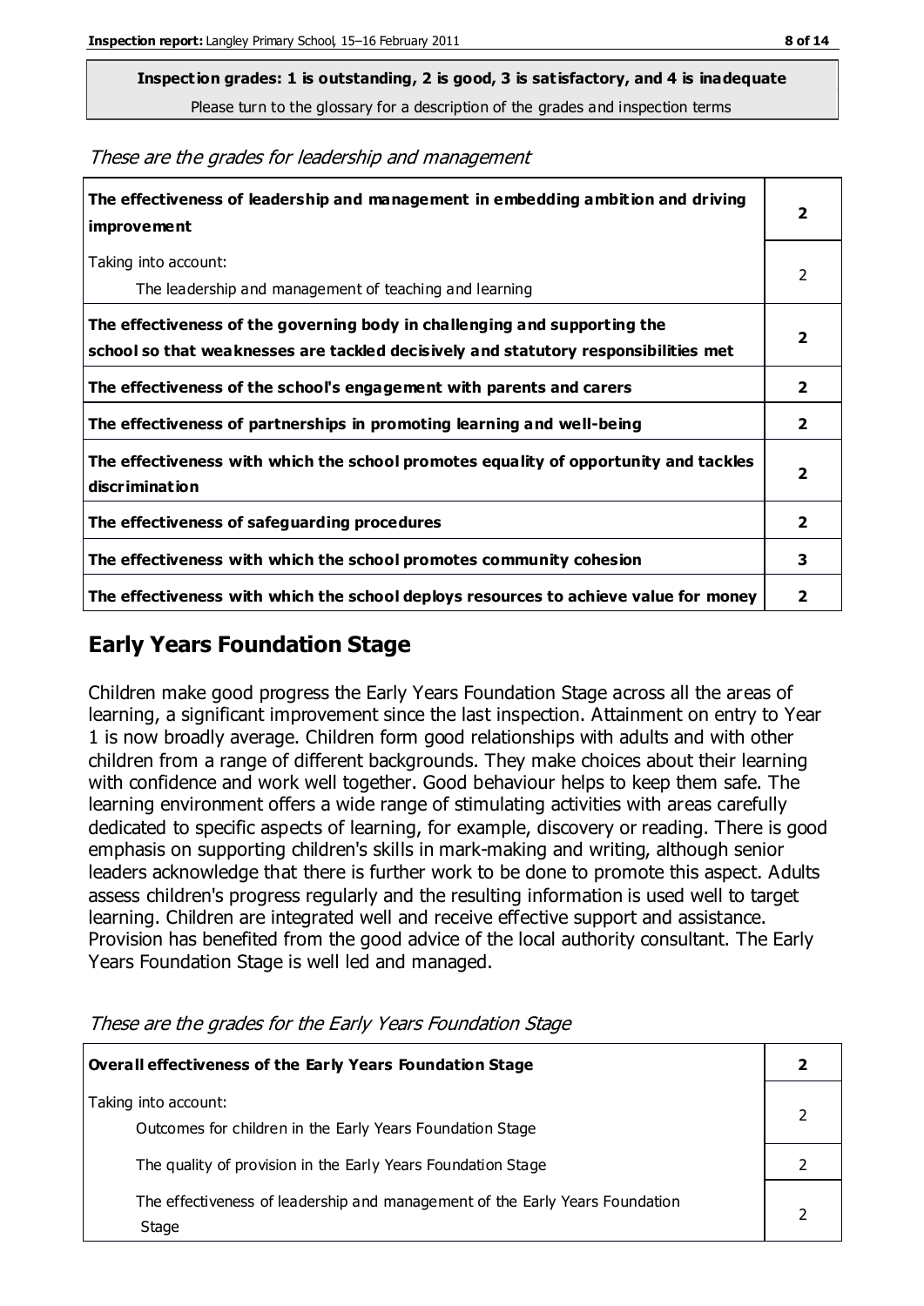**Inspection grades: 1 is outstanding, 2 is good, 3 is satisfactory, and 4 is inadequate**

Please turn to the glossary for a description of the grades and inspection terms

*These are the grades for leadership and management*

| | |
|---|---|
| **The effectiveness of leadership and management in embedding ambition and driving improvement** | **2** |
| Taking into account: The leadership and management of teaching and learning | 2 |
| **The effectiveness of the governing body in challenging and supporting the school so that weaknesses are tackled decisively and statutory responsibilities met** | **2** |
| **The effectiveness of the school's engagement with parents and carers** | **2** |
| **The effectiveness of partnerships in promoting learning and well-being** | **2** |
| **The effectiveness with which the school promotes equality of opportunity and tackles discrimination** | **2** |
| **The effectiveness of safeguarding procedures** | **2** |
| **The effectiveness with which the school promotes community cohesion** | **3** |
| **The effectiveness with which the school deploys resources to achieve value for money** | **2** |

## Early Years Foundation Stage

Children make good progress the Early Years Foundation Stage across all the areas of learning, a significant improvement since the last inspection. Attainment on entry to Year 1 is now broadly average. Children form good relationships with adults and with other children from a range of different backgrounds. They make choices about their learning with confidence and work well together. Good behaviour helps to keep them safe. The learning environment offers a wide range of stimulating activities with areas carefully dedicated to specific aspects of learning, for example, discovery or reading. There is good emphasis on supporting children's skills in mark-making and writing, although senior leaders acknowledge that there is further work to be done to promote this aspect. Adults assess children's progress regularly and the resulting information is used well to target learning. Children are integrated well and receive effective support and assistance. Provision has benefited from the good advice of the local authority consultant. The Early Years Foundation Stage is well led and managed.

*These are the grades for the Early Years Foundation Stage*

| | |
|---|---|
| **Overall effectiveness of the Early Years Foundation Stage** | **2** |
| Taking into account: Outcomes for children in the Early Years Foundation Stage | 2 |
| The quality of provision in the Early Years Foundation Stage | 2 |
| The effectiveness of leadership and management of the Early Years Foundation Stage | 2 |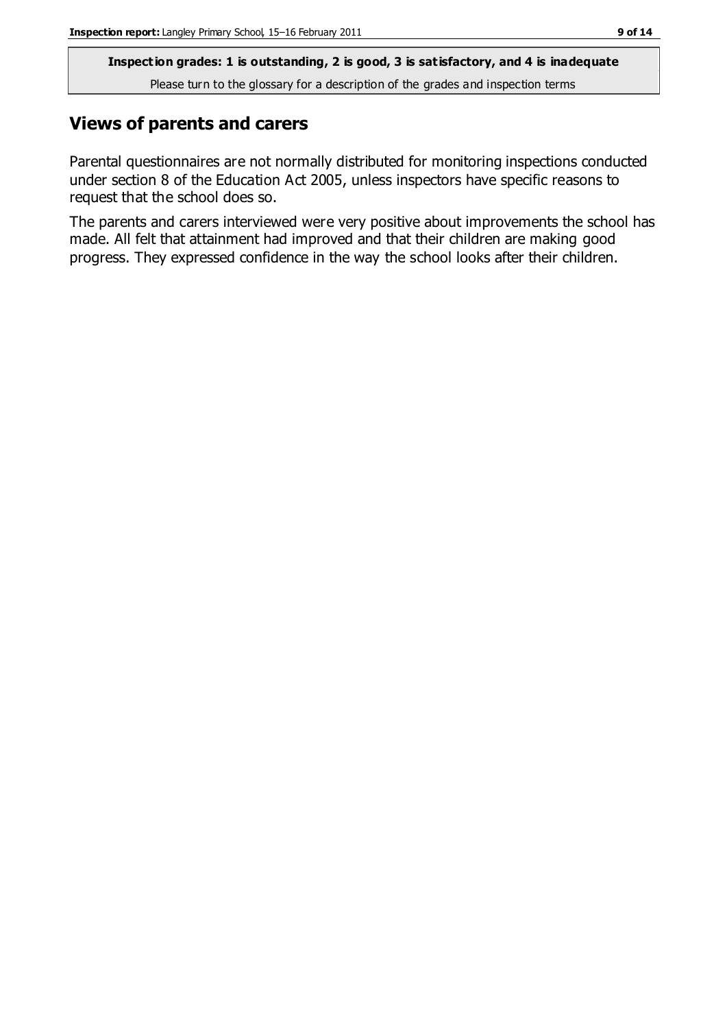**Inspection grades: 1 is outstanding, 2 is good, 3 is satisfactory, and 4 is inadequate**

Please turn to the glossary for a description of the grades and inspection terms

## Views of parents and carers

Parental questionnaires are not normally distributed for monitoring inspections conducted under section 8 of the Education Act 2005, unless inspectors have specific reasons to request that the school does so.

The parents and carers interviewed were very positive about improvements the school has made. All felt that attainment had improved and that their children are making good progress. They expressed confidence in the way the school looks after their children.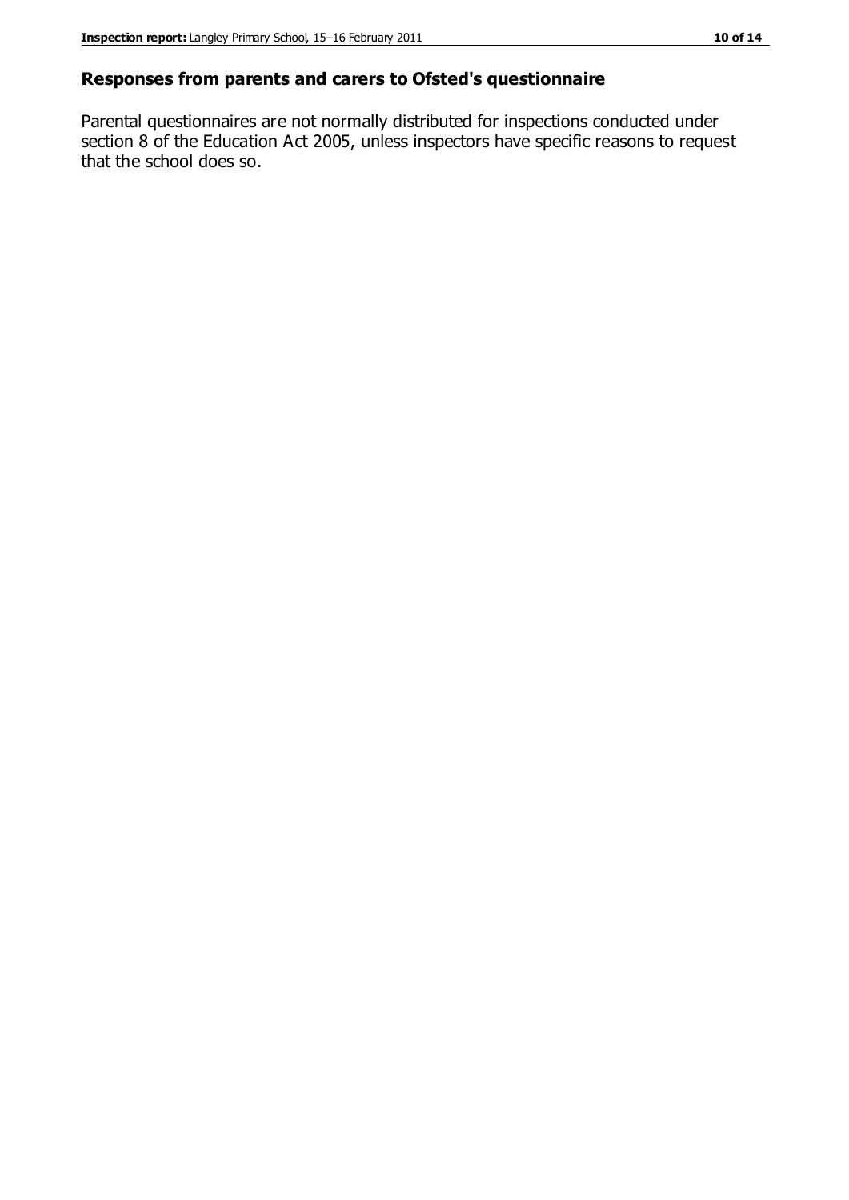## Responses from parents and carers to Ofsted's questionnaire

Parental questionnaires are not normally distributed for inspections conducted under section 8 of the Education Act 2005, unless inspectors have specific reasons to request that the school does so.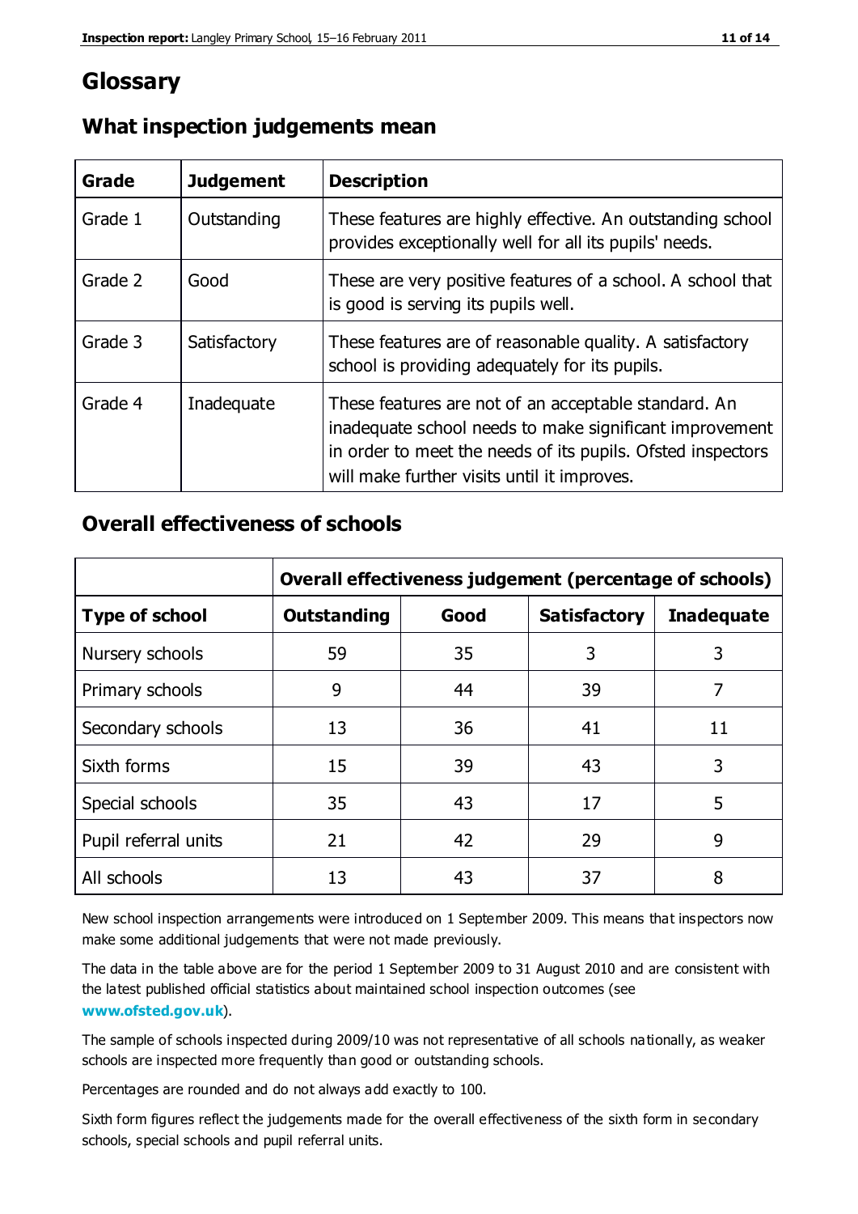# Glossary

## What inspection judgements mean

| Grade | Judgement | Description |
|---|---|---|
| Grade 1 | Outstanding | These features are highly effective. An outstanding school provides exceptionally well for all its pupils' needs. |
| Grade 2 | Good | These are very positive features of a school. A school that is good is serving its pupils well. |
| Grade 3 | Satisfactory | These features are of reasonable quality. A satisfactory school is providing adequately for its pupils. |
| Grade 4 | Inadequate | These features are not of an acceptable standard. An inadequate school needs to make significant improvement in order to meet the needs of its pupils. Ofsted inspectors will make further visits until it improves. |

## Overall effectiveness of schools

| | Overall effectiveness judgement (percentage of schools) | | | |
|---|---|---|---|---|
| **Type of school** | **Outstanding** | **Good** | **Satisfactory** | **Inadequate** |
| Nursery schools | 59 | 35 | 3 | 3 |
| Primary schools | 9 | 44 | 39 | 7 |
| Secondary schools | 13 | 36 | 41 | 11 |
| Sixth forms | 15 | 39 | 43 | 3 |
| Special schools | 35 | 43 | 17 | 5 |
| Pupil referral units | 21 | 42 | 29 | 9 |
| All schools | 13 | 43 | 37 | 8 |

New school inspection arrangements were introduced on 1 September 2009. This means that inspectors now make some additional judgements that were not made previously.

The data in the table above are for the period 1 September 2009 to 31 August 2010 and are consistent with the latest published official statistics about maintained school inspection outcomes (see **www.ofsted.gov.uk**).

The sample of schools inspected during 2009/10 was not representative of all schools nationally, as weaker schools are inspected more frequently than good or outstanding schools.

Percentages are rounded and do not always add exactly to 100.

Sixth form figures reflect the judgements made for the overall effectiveness of the sixth form in secondary schools, special schools and pupil referral units.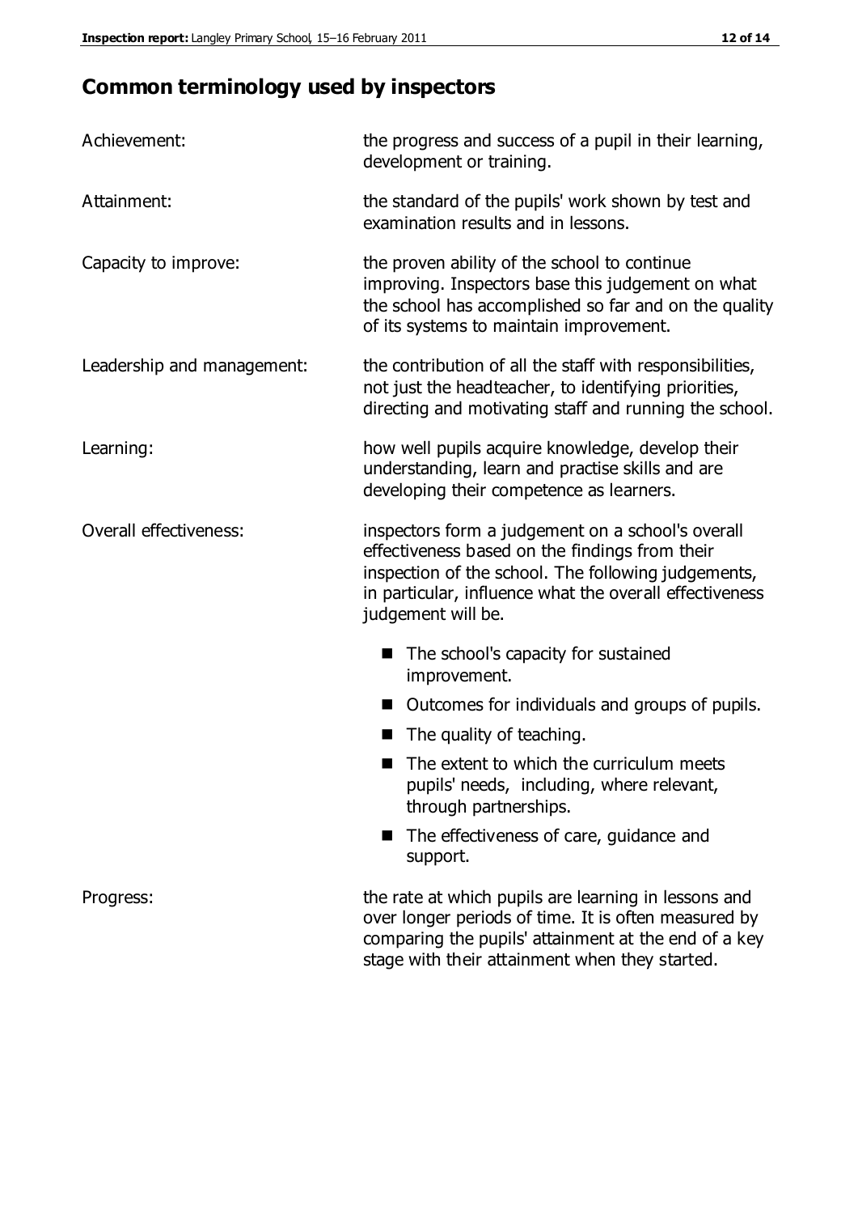# Common terminology used by inspectors

| | |
|---|---|
| Achievement: | the progress and success of a pupil in their learning, development or training. |
| Attainment: | the standard of the pupils' work shown by test and examination results and in lessons. |
| Capacity to improve: | the proven ability of the school to continue improving. Inspectors base this judgement on what the school has accomplished so far and on the quality of its systems to maintain improvement. |
| Leadership and management: | the contribution of all the staff with responsibilities, not just the headteacher, to identifying priorities, directing and motivating staff and running the school. |
| Learning: | how well pupils acquire knowledge, develop their understanding, learn and practise skills and are developing their competence as learners. |
| Overall effectiveness: | inspectors form a judgement on a school's overall effectiveness based on the findings from their inspection of the school. The following judgements, in particular, influence what the overall effectiveness judgement will be. |

- The school's capacity for sustained improvement.
- Outcomes for individuals and groups of pupils.
- The quality of teaching.
- The extent to which the curriculum meets pupils' needs, including, where relevant, through partnerships.
- The effectiveness of care, guidance and support.

| | |
|---|---|
| Progress: | the rate at which pupils are learning in lessons and over longer periods of time. It is often measured by comparing the pupils' attainment at the end of a key stage with their attainment when they started. |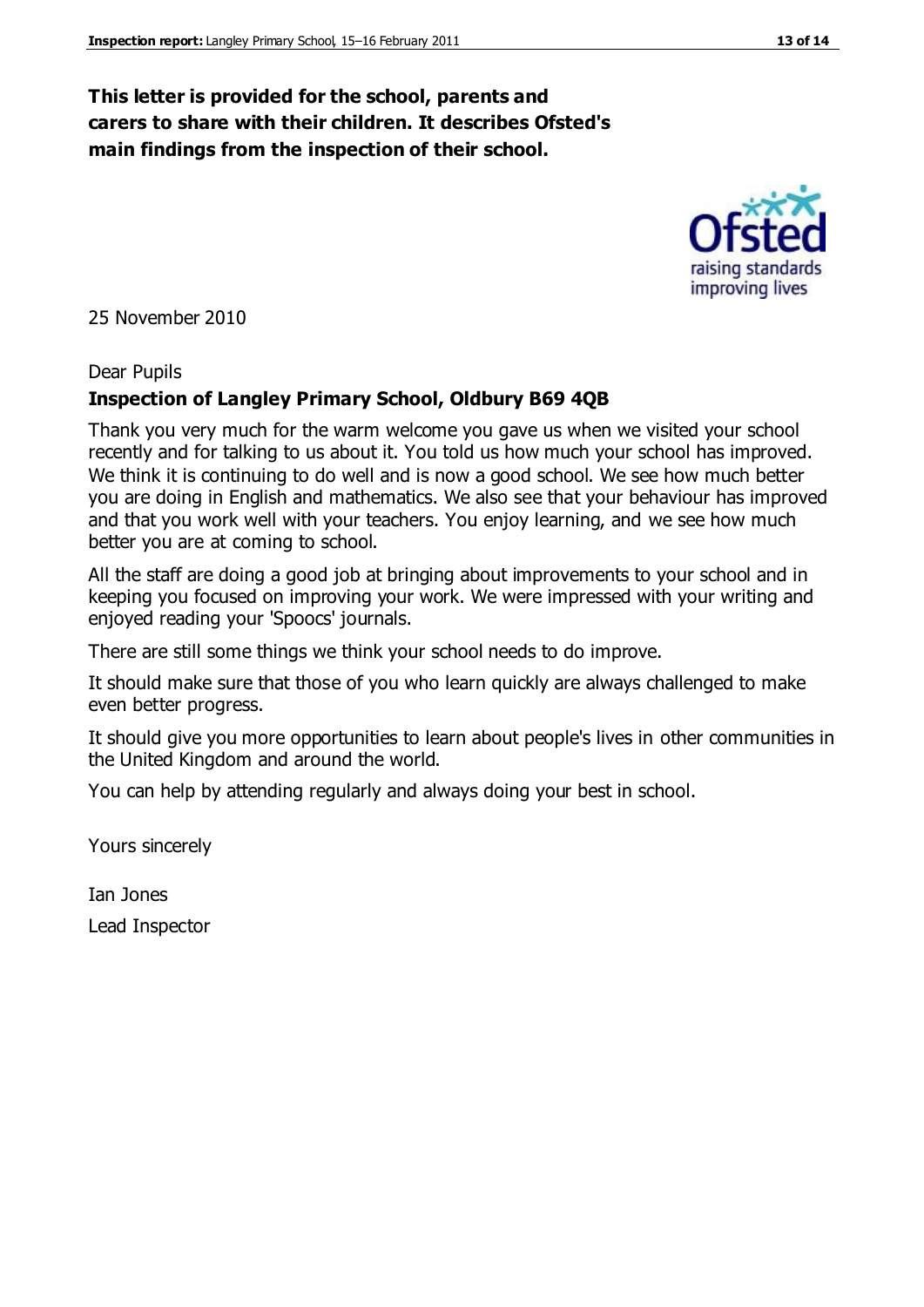**This letter is provided for the school, parents and carers to share with their children. It describes Ofsted's main findings from the inspection of their school.**

25 November 2010

Dear Pupils

**Inspection of Langley Primary School, Oldbury B69 4QB**

Thank you very much for the warm welcome you gave us when we visited your school recently and for talking to us about it. You told us how much your school has improved. We think it is continuing to do well and is now a good school. We see how much better you are doing in English and mathematics. We also see that your behaviour has improved and that you work well with your teachers. You enjoy learning, and we see how much better you are at coming to school.

All the staff are doing a good job at bringing about improvements to your school and in keeping you focused on improving your work. We were impressed with your writing and enjoyed reading your 'Spoocs' journals.

There are still some things we think your school needs to do improve.

It should make sure that those of you who learn quickly are always challenged to make even better progress.

It should give you more opportunities to learn about people's lives in other communities in the United Kingdom and around the world.

You can help by attending regularly and always doing your best in school.

Yours sincerely

Ian Jones

Lead Inspector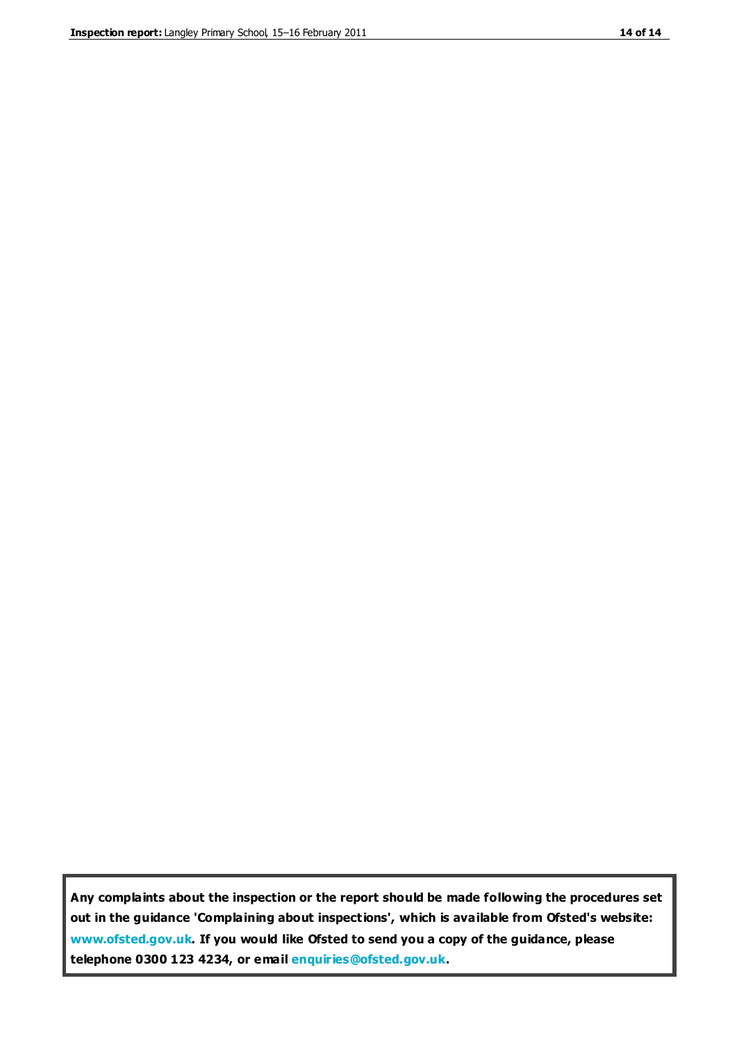**Any complaints about the inspection or the report should be made following the procedures set out in the guidance 'Complaining about inspections', which is available from Ofsted's website: www.ofsted.gov.uk. If you would like Ofsted to send you a copy of the guidance, please telephone 0300 123 4234, or email enquiries@ofsted.gov.uk.**